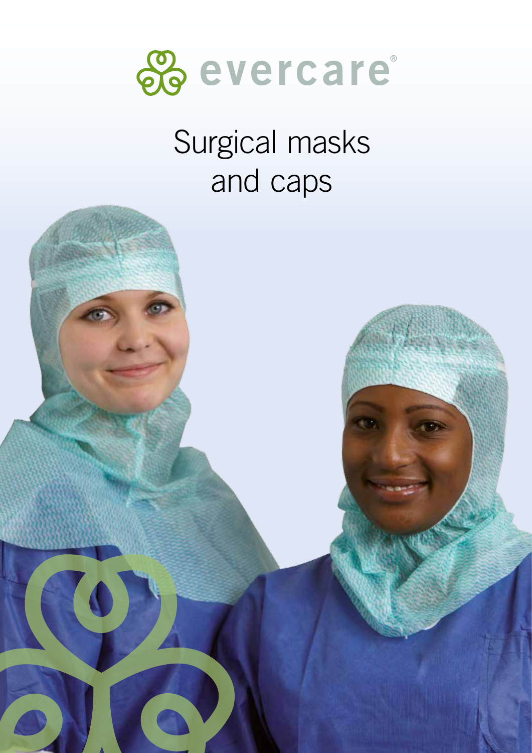evercare®

# Surgical masks and caps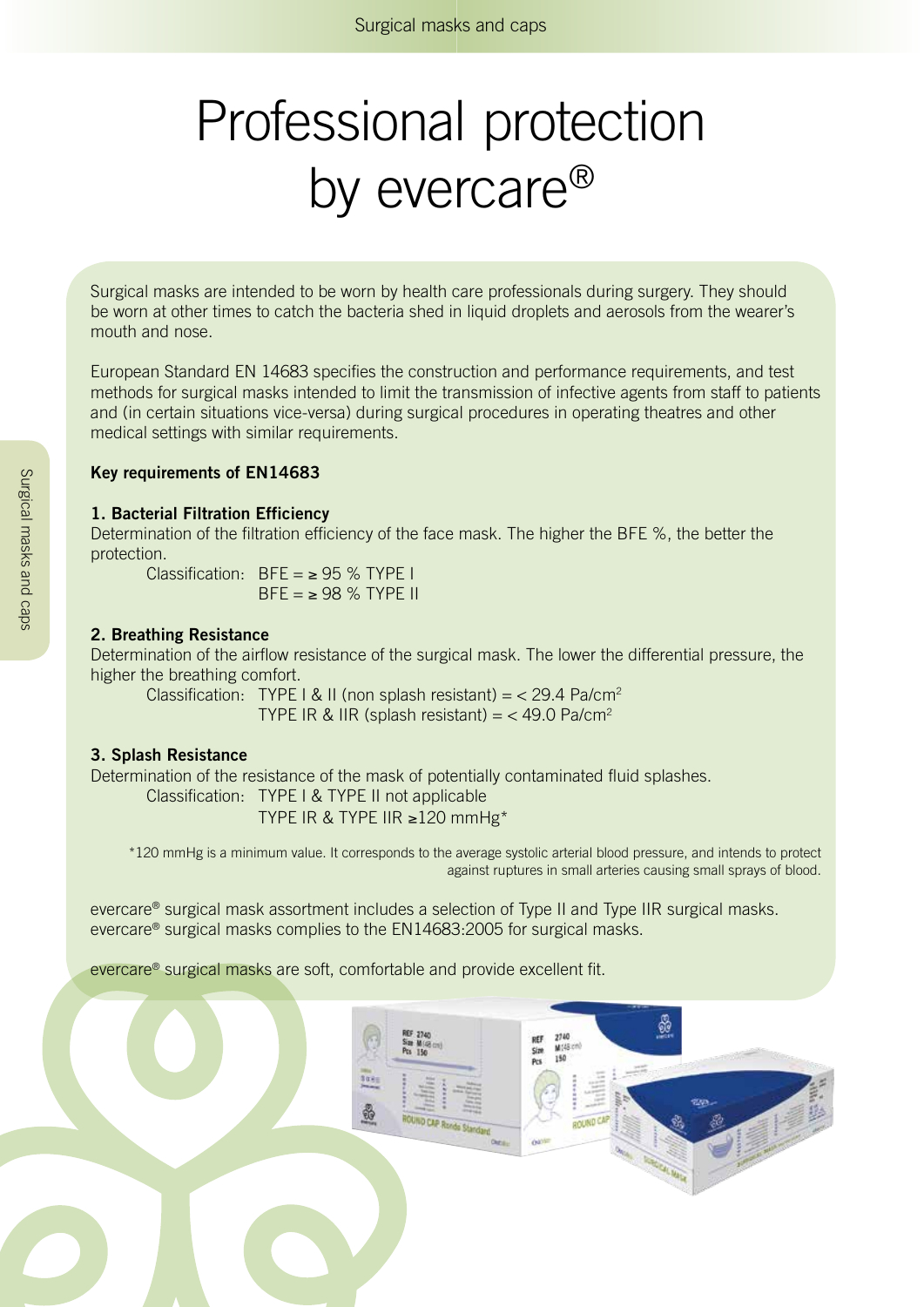# Professional protection by evercare®

Surgical masks are intended to be worn by health care professionals during surgery. They should be worn at other times to catch the bacteria shed in liquid droplets and aerosols from the wearer's mouth and nose.

European Standard EN 14683 specifies the construction and performance requirements, and test methods for surgical masks intended to limit the transmission of infective agents from staff to patients and (in certain situations vice-versa) during surgical procedures in operating theatres and other medical settings with similar requirements.

**Key requirements of EN14683**

**1. Bacterial Filtration Efficiency**

Determination of the filtration efficiency of the face mask. The higher the BFE %, the better the protection.

Classification: BFE = ≥ 95 % TYPE I
BFE = ≥ 98 % TYPE II

**2. Breathing Resistance**

Determination of the airflow resistance of the surgical mask. The lower the differential pressure, the higher the breathing comfort.

Classification: TYPE I & II (non splash resistant) = < 29.4 Pa/cm²
TYPE IR & IIR (splash resistant) = < 49.0 Pa/cm²

**3. Splash Resistance**

Determination of the resistance of the mask of potentially contaminated fluid splashes.

Classification: TYPE I & TYPE II not applicable
TYPE IR & TYPE IIR ≥120 mmHg*

*120 mmHg is a minimum value. It corresponds to the average systolic arterial blood pressure, and intends to protect against ruptures in small arteries causing small sprays of blood.

evercare® surgical mask assortment includes a selection of Type II and Type IIR surgical masks.
evercare® surgical masks complies to the EN14683:2005 for surgical masks.

evercare® surgical masks are soft, comfortable and provide excellent fit.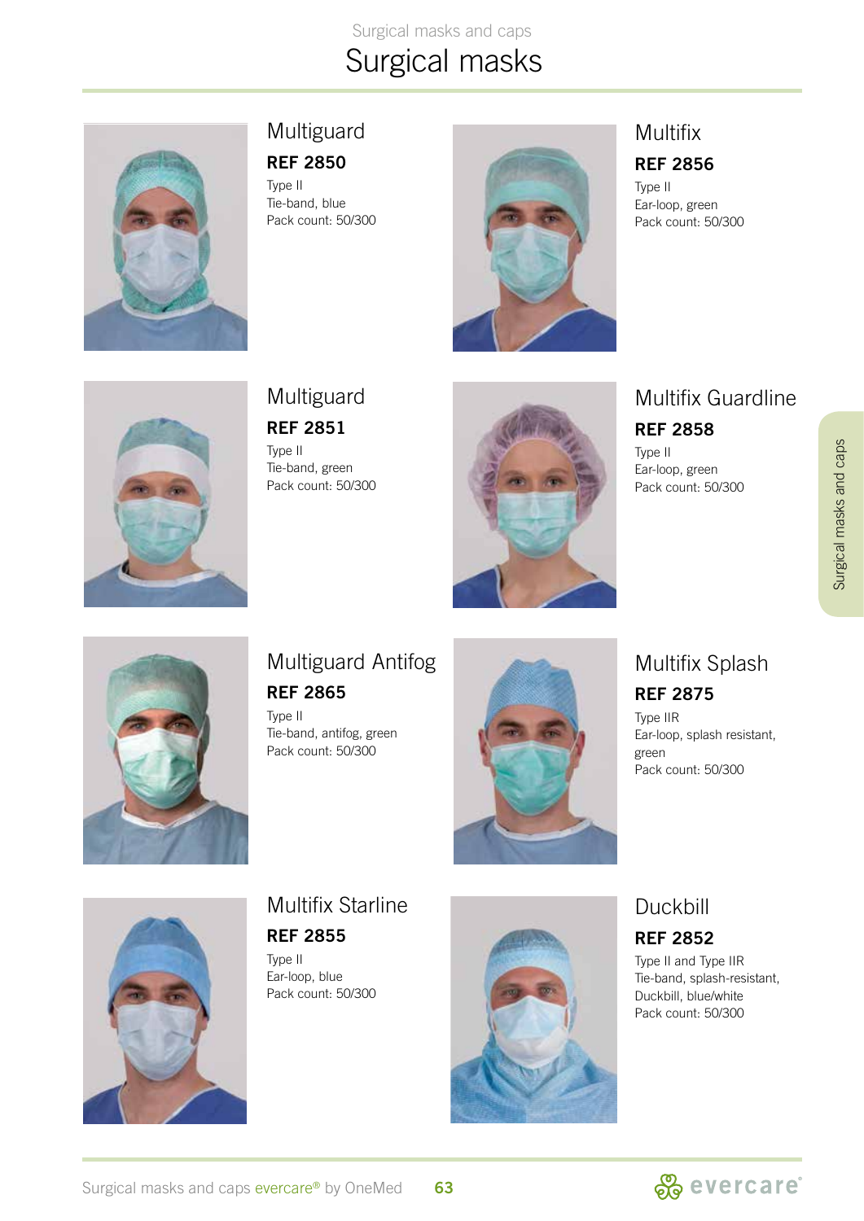# Surgical masks

## Multiguard

**REF 2850**

Type II
Tie-band, blue
Pack count: 50/300

## Multifix

**REF 2856**

Type II
Ear-loop, green
Pack count: 50/300

## Multiguard

**REF 2851**

Type II
Tie-band, green
Pack count: 50/300

## Multifix Guardline

**REF 2858**

Type II
Ear-loop, green
Pack count: 50/300

## Multiguard Antifog

**REF 2865**

Type II
Tie-band, antifog, green
Pack count: 50/300

## Multifix Splash

**REF 2875**

Type IIR
Ear-loop, splash resistant, green
Pack count: 50/300

## Multifix Starline

**REF 2855**

Type II
Ear-loop, blue
Pack count: 50/300

## Duckbill

**REF 2852**

Type II and Type IIR
Tie-band, splash-resistant, Duckbill, blue/white
Pack count: 50/300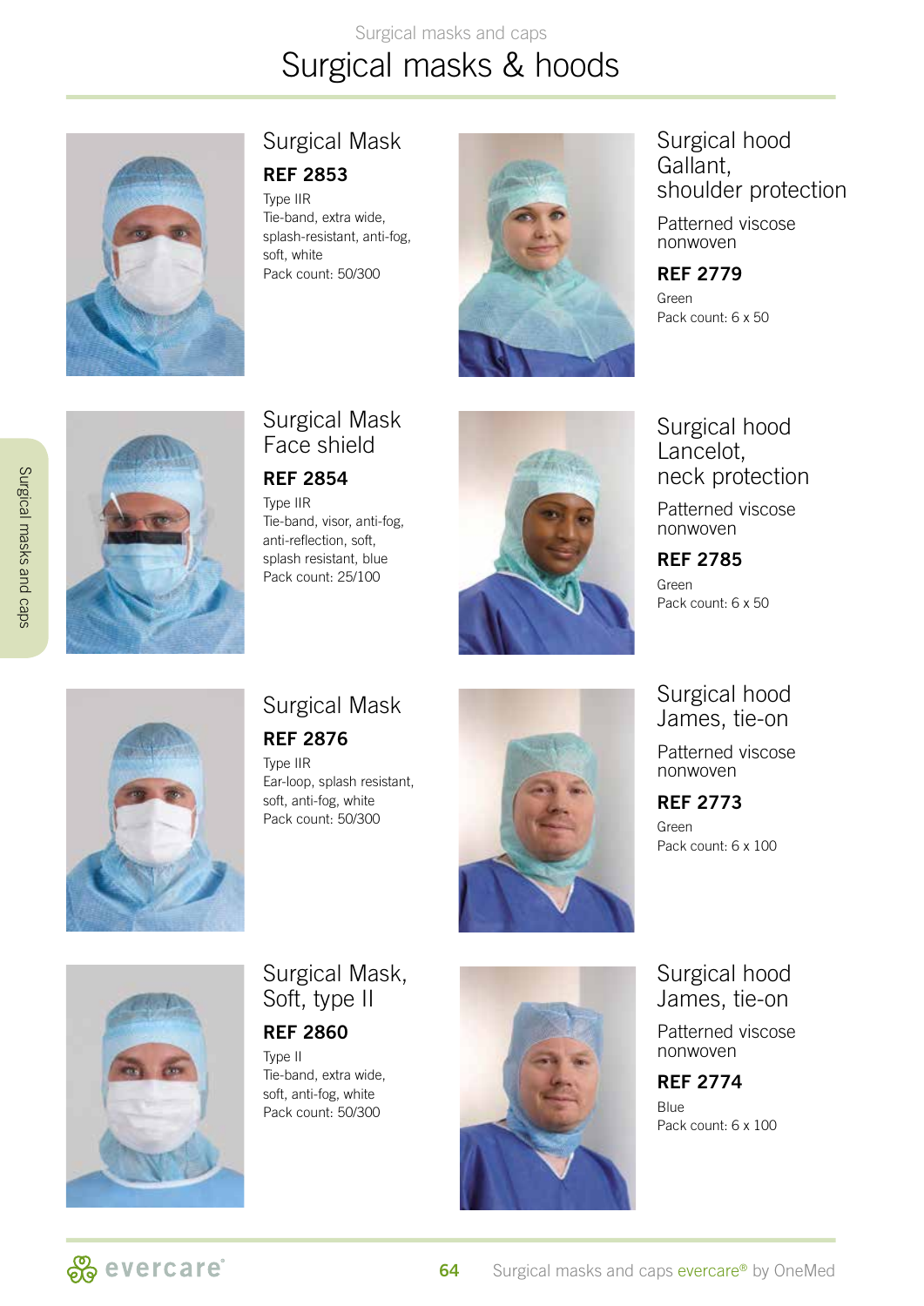# Surgical masks & hoods

## Surgical Mask

**REF 2853**

Type IIR
Tie-band, extra wide, splash-resistant, anti-fog, soft, white
Pack count: 50/300

## Surgical Mask Face shield

**REF 2854**

Type IIR
Tie-band, visor, anti-fog, anti-reflection, soft, splash resistant, blue
Pack count: 25/100

## Surgical Mask

**REF 2876**

Type IIR
Ear-loop, splash resistant, soft, anti-fog, white
Pack count: 50/300

## Surgical Mask, Soft, type II

**REF 2860**

Type II
Tie-band, extra wide, soft, anti-fog, white
Pack count: 50/300

## Surgical hood Gallant, shoulder protection

Patterned viscose nonwoven

**REF 2779**

Green
Pack count: 6 x 50

## Surgical hood Lancelot, neck protection

Patterned viscose nonwoven

**REF 2785**

Green
Pack count: 6 x 50

## Surgical hood James, tie-on

Patterned viscose nonwoven

**REF 2773**

Green
Pack count: 6 x 100

## Surgical hood James, tie-on

Patterned viscose nonwoven

**REF 2774**

Blue
Pack count: 6 x 100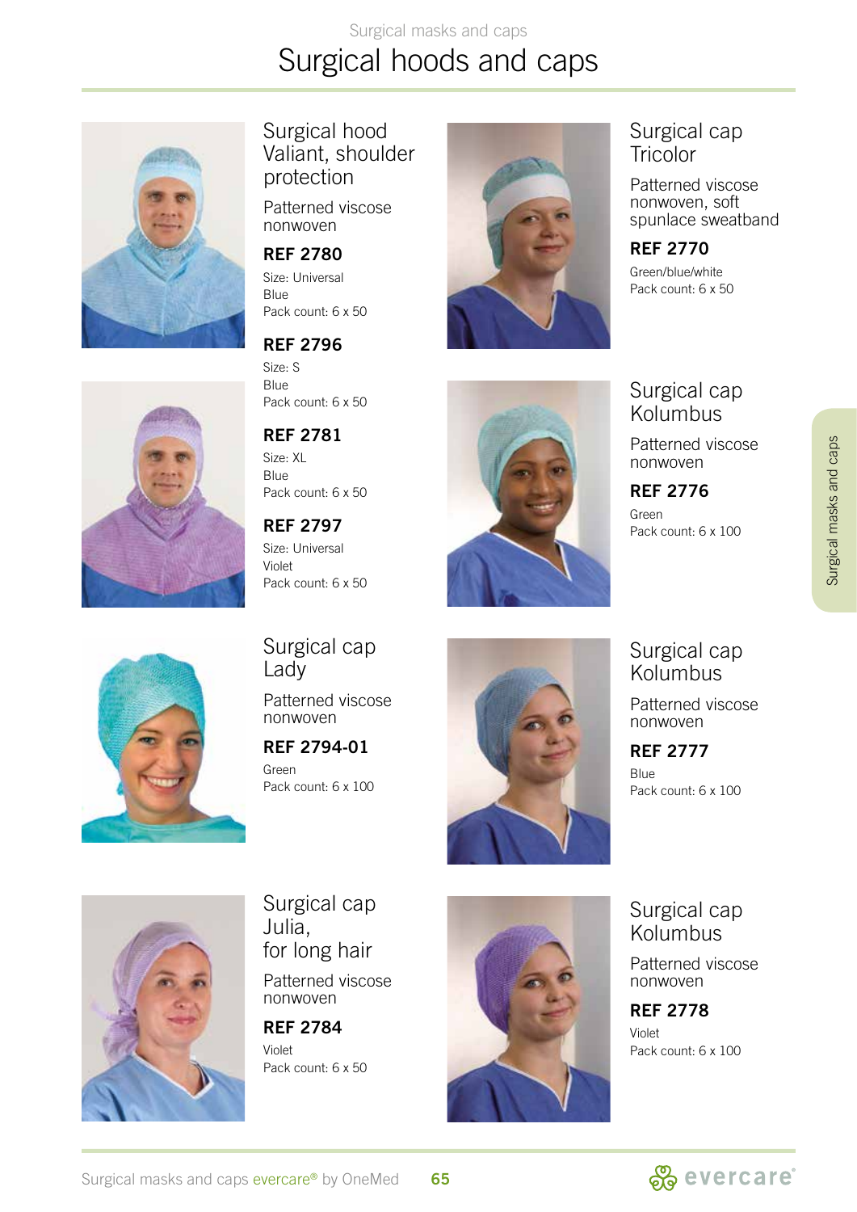# Surgical hoods and caps

## Surgical hood Valiant, shoulder protection

Patterned viscose nonwoven

**REF 2780**
Size: Universal
Blue
Pack count: 6 x 50

**REF 2796**
Size: S
Blue
Pack count: 6 x 50

**REF 2781**
Size: XL
Blue
Pack count: 6 x 50

**REF 2797**
Size: Universal
Violet
Pack count: 6 x 50

## Surgical cap Lady

Patterned viscose nonwoven

**REF 2794-01**
Green
Pack count: 6 x 100

## Surgical cap Julia, for long hair

Patterned viscose nonwoven

**REF 2784**
Violet
Pack count: 6 x 50

## Surgical cap Tricolor

Patterned viscose nonwoven, soft spunlace sweatband

**REF 2770**
Green/blue/white
Pack count: 6 x 50

## Surgical cap Kolumbus

Patterned viscose nonwoven

**REF 2776**
Green
Pack count: 6 x 100

## Surgical cap Kolumbus

Patterned viscose nonwoven

**REF 2777**
Blue
Pack count: 6 x 100

## Surgical cap Kolumbus

Patterned viscose nonwoven

**REF 2778**
Violet
Pack count: 6 x 100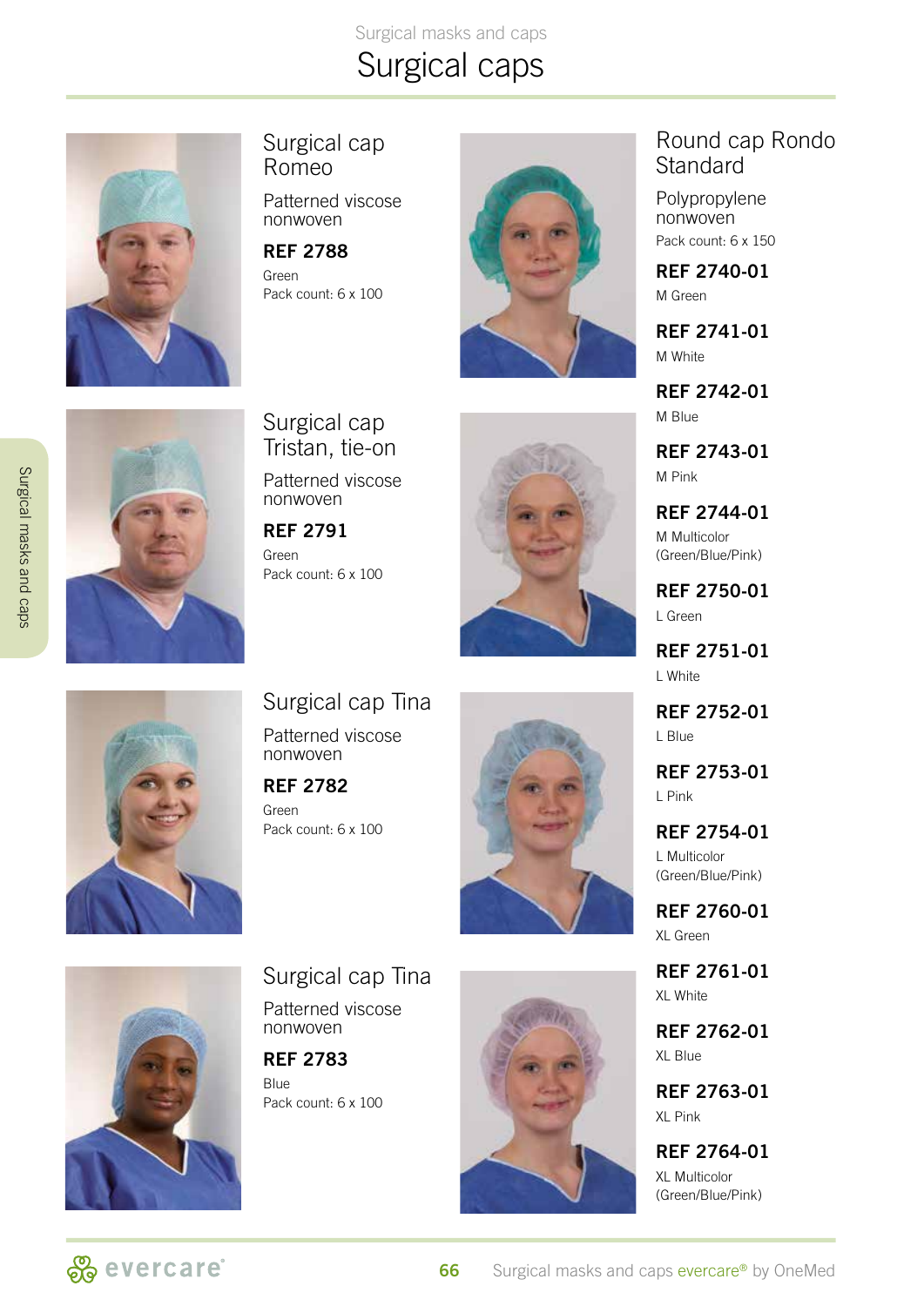# Surgical caps

## Surgical cap Romeo

Patterned viscose nonwoven

**REF 2788**
Green
Pack count: 6 x 100

## Surgical cap Tristan, tie-on

Patterned viscose nonwoven

**REF 2791**
Green
Pack count: 6 x 100

## Surgical cap Tina

Patterned viscose nonwoven

**REF 2782**
Green
Pack count: 6 x 100

## Surgical cap Tina

Patterned viscose nonwoven

**REF 2783**
Blue
Pack count: 6 x 100

## Round cap Rondo Standard

Polypropylene nonwoven
Pack count: 6 x 150

**REF 2740-01**
M Green

**REF 2741-01**
M White

**REF 2742-01**
M Blue

**REF 2743-01**
M Pink

**REF 2744-01**
M Multicolor (Green/Blue/Pink)

**REF 2750-01**
L Green

**REF 2751-01**
L White

**REF 2752-01**
L Blue

**REF 2753-01**
L Pink

**REF 2754-01**
L Multicolor (Green/Blue/Pink)

**REF 2760-01**
XL Green

**REF 2761-01**
XL White

**REF 2762-01**
XL Blue

**REF 2763-01**
XL Pink

**REF 2764-01**
XL Multicolor (Green/Blue/Pink)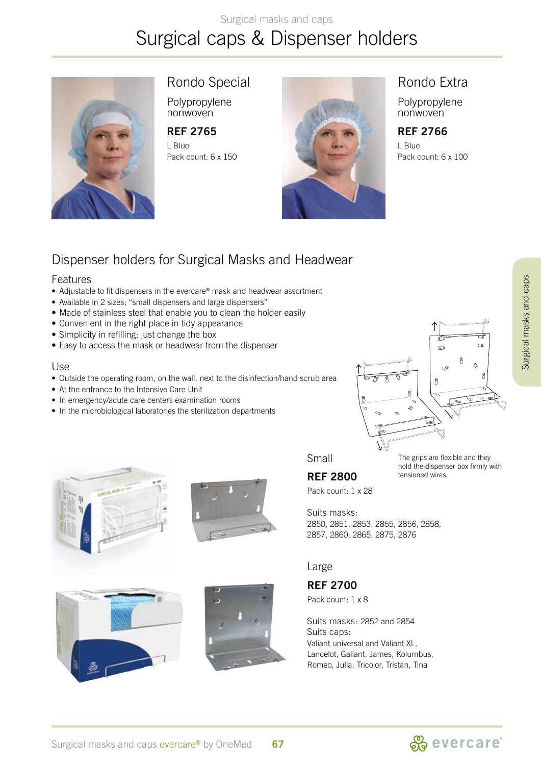# Surgical caps & Dispenser holders

## Rondo Special

Polypropylene nonwoven

**REF 2765**

L Blue

Pack count: 6 x 150

## Rondo Extra

Polypropylene nonwoven

**REF 2766**

L Blue

Pack count: 6 x 100

## Dispenser holders for Surgical Masks and Headwear

### Features

- Adjustable to fit dispensers in the evercare® mask and headwear assortment
- Available in 2 sizes; "small dispensers and large dispensers"
- Made of stainless steel that enable you to clean the holder easily
- Convenient in the right place in tidy appearance
- Simplicity in refilling; just change the box
- Easy to access the mask or headwear from the dispenser

### Use

- Outside the operating room, on the wall, next to the disinfection/hand scrub area
- At the entrance to the Intensive Care Unit
- In emergency/acute care centers examination rooms
- In the microbiological laboratories the sterilization departments

The grips are flexible and they hold the dispenser box firmly with tensioned wires.

### Small

**REF 2800**

Pack count: 1 x 28

Suits masks:
2850, 2851, 2853, 2855, 2856, 2858, 2857, 2860, 2865, 2875, 2876

### Large

**REF 2700**

Pack count: 1 x 8

Suits masks: 2852 and 2854

Suits caps:
Valiant universal and Valiant XL, Lancelot, Gallant, James, Kolumbus, Romeo, Julia, Tricolor, Tristan, Tina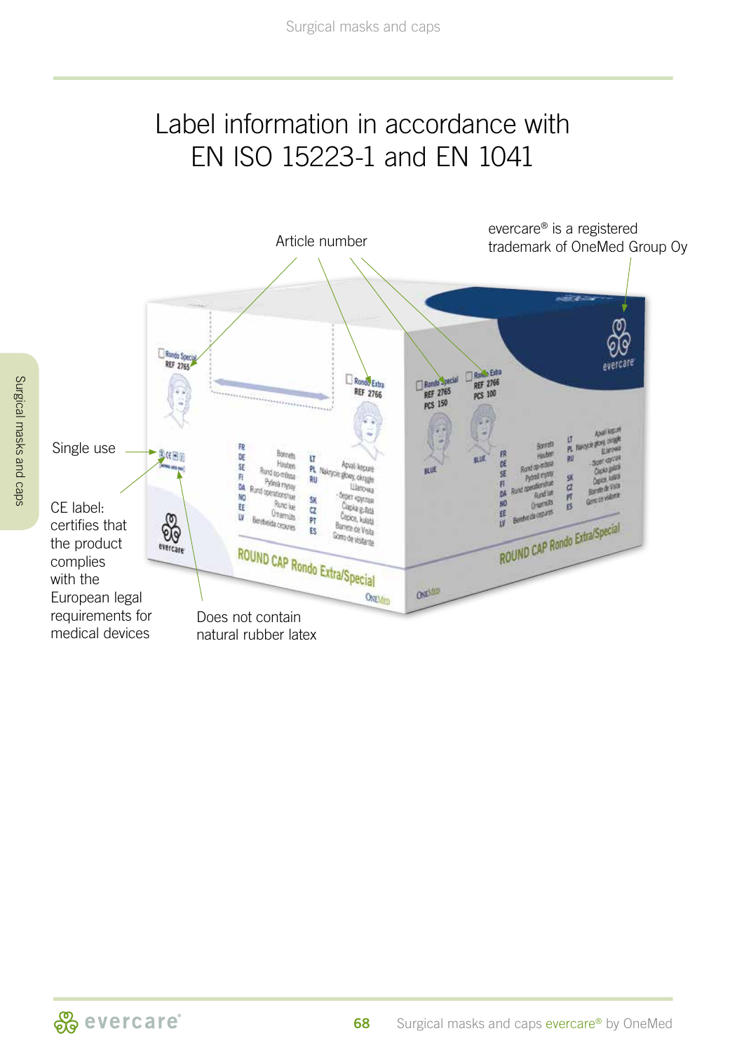# Label information in accordance with EN ISO 15223-1 and EN 1041

Article number

evercare® is a registered trademark of OneMed Group Oy

Single use

CE label: certifies that the product complies with the European legal requirements for medical devices

Does not contain natural rubber latex